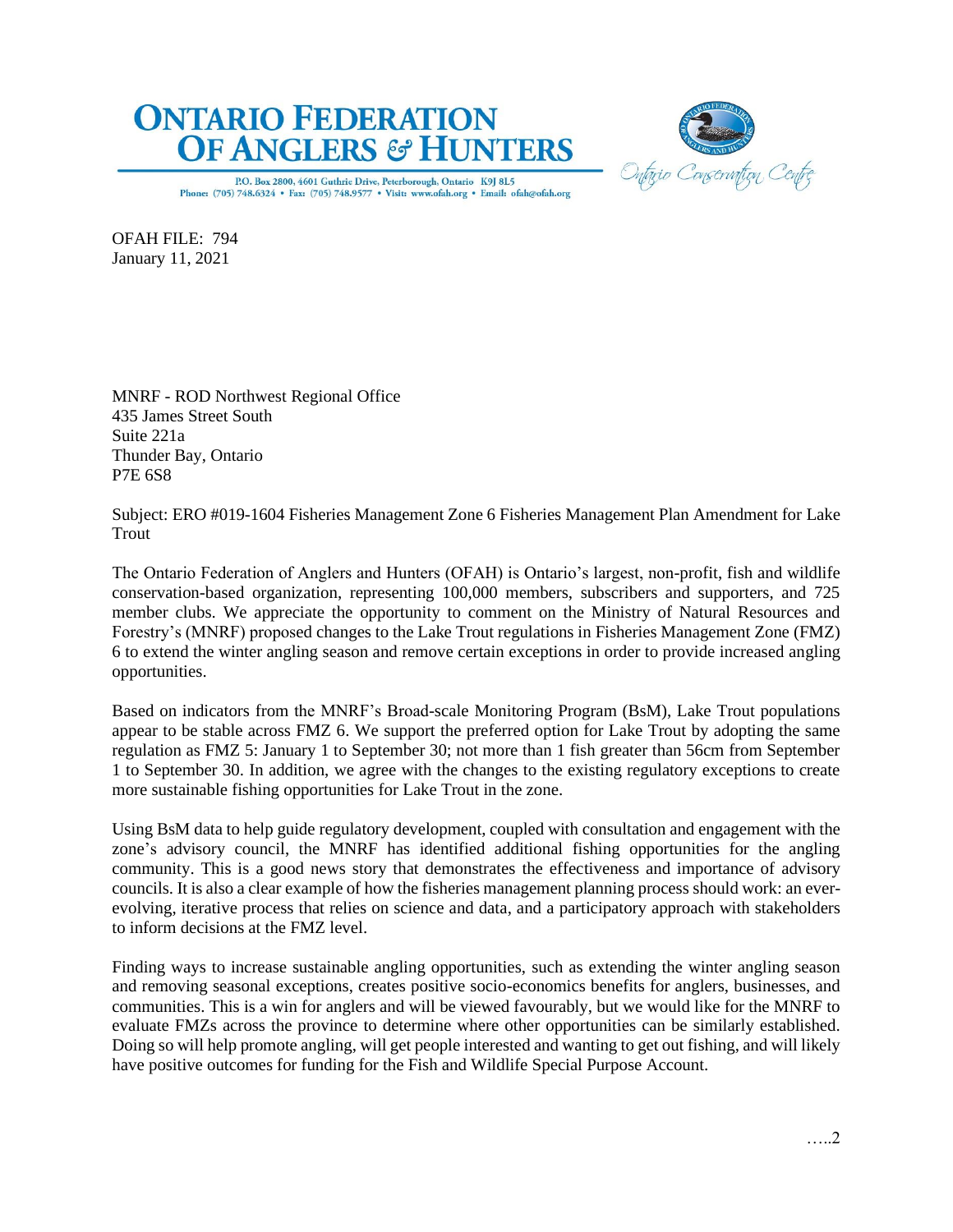# ONTARIO FEDERATION OF ANGLERS & HUNTERS

P.O. Box 2800, 4601 Guthrie Drive, Peterborough, Ontario K9J 8L5
Phone: (705) 748.6324 • Fax: (705) 748.9577 • Visit: www.ofah.org • Email: ofah@ofah.org

Ontario Conservation Centre

OFAH FILE: 794
January 11, 2021

MNRF - ROD Northwest Regional Office
435 James Street South
Suite 221a
Thunder Bay, Ontario
P7E 6S8

Subject: ERO #019-1604 Fisheries Management Zone 6 Fisheries Management Plan Amendment for Lake Trout

The Ontario Federation of Anglers and Hunters (OFAH) is Ontario's largest, non-profit, fish and wildlife conservation-based organization, representing 100,000 members, subscribers and supporters, and 725 member clubs. We appreciate the opportunity to comment on the Ministry of Natural Resources and Forestry's (MNRF) proposed changes to the Lake Trout regulations in Fisheries Management Zone (FMZ) 6 to extend the winter angling season and remove certain exceptions in order to provide increased angling opportunities.

Based on indicators from the MNRF's Broad-scale Monitoring Program (BsM), Lake Trout populations appear to be stable across FMZ 6. We support the preferred option for Lake Trout by adopting the same regulation as FMZ 5: January 1 to September 30; not more than 1 fish greater than 56cm from September 1 to September 30. In addition, we agree with the changes to the existing regulatory exceptions to create more sustainable fishing opportunities for Lake Trout in the zone.

Using BsM data to help guide regulatory development, coupled with consultation and engagement with the zone's advisory council, the MNRF has identified additional fishing opportunities for the angling community. This is a good news story that demonstrates the effectiveness and importance of advisory councils. It is also a clear example of how the fisheries management planning process should work: an ever-evolving, iterative process that relies on science and data, and a participatory approach with stakeholders to inform decisions at the FMZ level.

Finding ways to increase sustainable angling opportunities, such as extending the winter angling season and removing seasonal exceptions, creates positive socio-economics benefits for anglers, businesses, and communities. This is a win for anglers and will be viewed favourably, but we would like for the MNRF to evaluate FMZs across the province to determine where other opportunities can be similarly established. Doing so will help promote angling, will get people interested and wanting to get out fishing, and will likely have positive outcomes for funding for the Fish and Wildlife Special Purpose Account.

…..2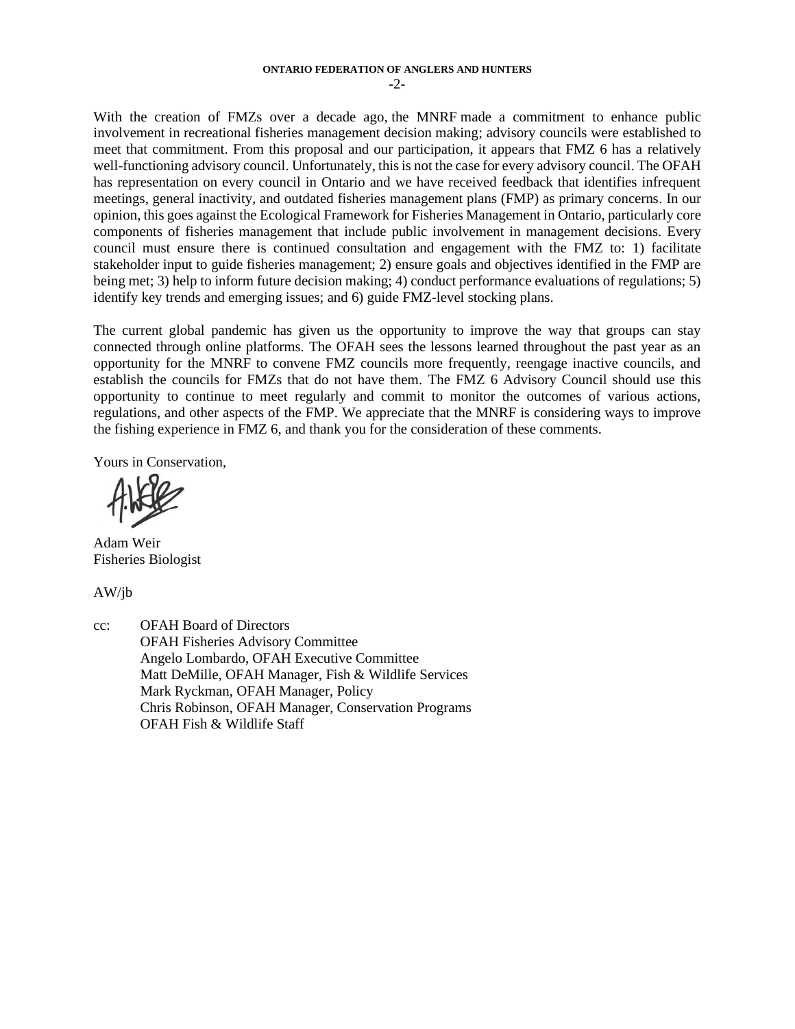With the creation of FMZs over a decade ago, the MNRF made a commitment to enhance public involvement in recreational fisheries management decision making; advisory councils were established to meet that commitment. From this proposal and our participation, it appears that FMZ 6 has a relatively well-functioning advisory council. Unfortunately, this is not the case for every advisory council. The OFAH has representation on every council in Ontario and we have received feedback that identifies infrequent meetings, general inactivity, and outdated fisheries management plans (FMP) as primary concerns. In our opinion, this goes against the Ecological Framework for Fisheries Management in Ontario, particularly core components of fisheries management that include public involvement in management decisions. Every council must ensure there is continued consultation and engagement with the FMZ to: 1) facilitate stakeholder input to guide fisheries management; 2) ensure goals and objectives identified in the FMP are being met; 3) help to inform future decision making; 4) conduct performance evaluations of regulations; 5) identify key trends and emerging issues; and 6) guide FMZ-level stocking plans.

The current global pandemic has given us the opportunity to improve the way that groups can stay connected through online platforms. The OFAH sees the lessons learned throughout the past year as an opportunity for the MNRF to convene FMZ councils more frequently, reengage inactive councils, and establish the councils for FMZs that do not have them. The FMZ 6 Advisory Council should use this opportunity to continue to meet regularly and commit to monitor the outcomes of various actions, regulations, and other aspects of the FMP. We appreciate that the MNRF is considering ways to improve the fishing experience in FMZ 6, and thank you for the consideration of these comments.

Yours in Conservation,

Adam Weir
Fisheries Biologist

AW/jb

cc: OFAH Board of Directors
OFAH Fisheries Advisory Committee
Angelo Lombardo, OFAH Executive Committee
Matt DeMille, OFAH Manager, Fish & Wildlife Services
Mark Ryckman, OFAH Manager, Policy
Chris Robinson, OFAH Manager, Conservation Programs
OFAH Fish & Wildlife Staff